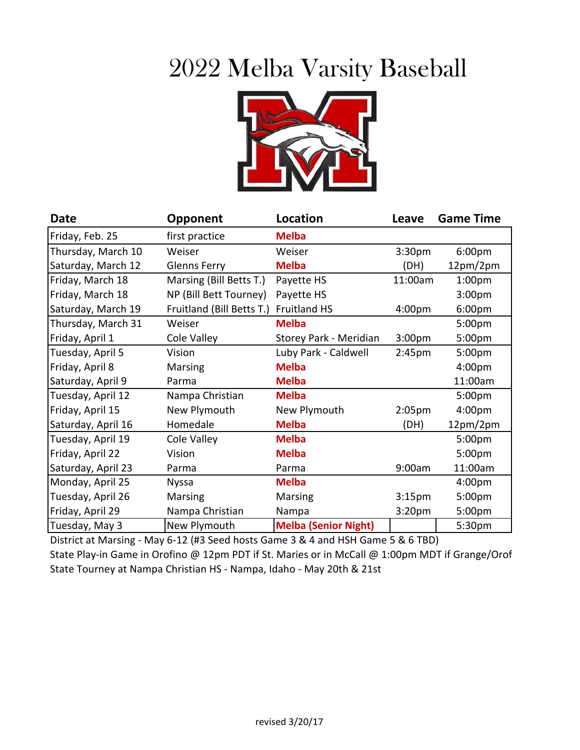# 2022 Melba Varsity Baseball

| Date | Opponent | Location | Leave | Game Time |
|---|---|---|---|---|
| Friday, Feb. 25 | first practice | **Melba** | | |
| Thursday, March 10 | Weiser | Weiser | 3:30pm | 6:00pm |
| Saturday, March 12 | Glenns Ferry | **Melba** | (DH) | 12pm/2pm |
| Friday, March 18 | Marsing (Bill Betts T.) | Payette HS | 11:00am | 1:00pm |
| Friday, March 18 | NP (Bill Bett Tourney) | Payette HS | | 3:00pm |
| Saturday, March 19 | Fruitland (Bill Betts T.) | Fruitland HS | 4:00pm | 6:00pm |
| Thursday, March 31 | Weiser | **Melba** | | 5:00pm |
| Friday, April 1 | Cole Valley | Storey Park - Meridian | 3:00pm | 5:00pm |
| Tuesday, April 5 | Vision | Luby Park - Caldwell | 2:45pm | 5:00pm |
| Friday, April 8 | Marsing | **Melba** | | 4:00pm |
| Saturday, April 9 | Parma | **Melba** | | 11:00am |
| Tuesday, April 12 | Nampa Christian | **Melba** | | 5:00pm |
| Friday, April 15 | New Plymouth | New Plymouth | 2:05pm | 4:00pm |
| Saturday, April 16 | Homedale | **Melba** | (DH) | 12pm/2pm |
| Tuesday, April 19 | Cole Valley | **Melba** | | 5:00pm |
| Friday, April 22 | Vision | **Melba** | | 5:00pm |
| Saturday, April 23 | Parma | Parma | 9:00am | 11:00am |
| Monday, April 25 | Nyssa | **Melba** | | 4:00pm |
| Tuesday, April 26 | Marsing | Marsing | 3:15pm | 5:00pm |
| Friday, April 29 | Nampa Christian | Nampa | 3:20pm | 5:00pm |
| Tuesday, May 3 | New Plymouth | **Melba (Senior Night)** | | 5:30pm |

District at Marsing - May 6-12 (#3 Seed hosts Game 3 & 4 and HSH Game 5 & 6 TBD)

State Play-in Game in Orofino @ 12pm PDT if St. Maries or in McCall @ 1:00pm MDT if Grange/Orof

State Tourney at Nampa Christian HS - Nampa, Idaho - May 20th & 21st

revised 3/20/17